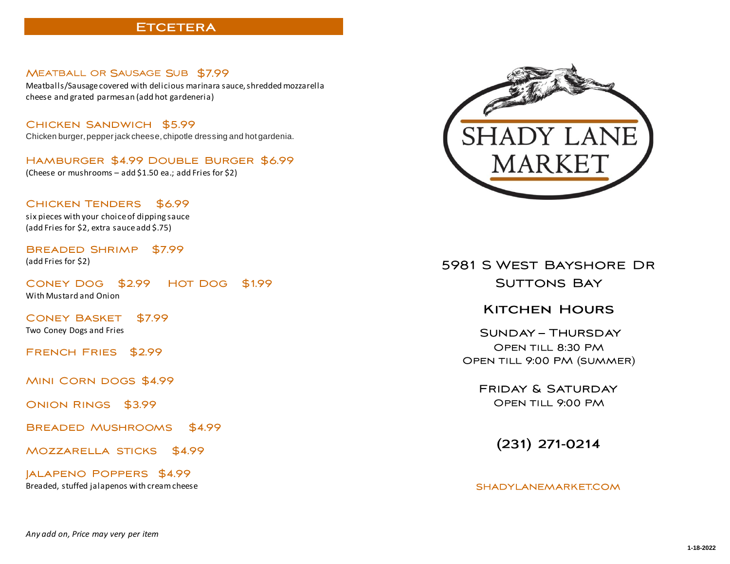## Etcetera

### Meatball or Sausage Sub $7.99
Meatballs/Sausage covered with delicious marinara sauce, shredded mozzarella cheese and grated parmesan (add hot gardeneria)

### Chicken Sandwich $5.99
Chicken burger, pepper jack cheese, chipotle dressing and hot gardenia.

### Hamburger $4.99 Double Burger $6.99
(Cheese or mushrooms – add $1.50 ea.; add Fries for $2)

### Chicken Tenders $6.99
six pieces with your choice of dipping sauce
(add Fries for $2, extra sauce add $.75)

### Breaded Shrimp $7.99
(add Fries for $2)

### Coney Dog $2.99 Hot Dog $1.99
With Mustard and Onion

### Coney Basket $7.99
Two Coney Dogs and Fries

### French Fries $2.99

### Mini Corn dogs $4.99

### Onion Rings $3.99

### Breaded Mushrooms $4.99

### Mozzarella sticks $4.99

### Jalapeno Poppers $4.99
Breaded, stuffed jalapenos with cream cheese

*Any add on, Price may very per item*

# SHADY LANE MARKET

5981 S West Bayshore Dr
Suttons Bay

## Kitchen Hours

**Sunday – Thursday**
Open till 8:30 PM
Open till 9:00 PM (summer)

**Friday & Saturday**
Open till 9:00 PM

(231) 271-0214

shadylanemarket.com

1-18-2022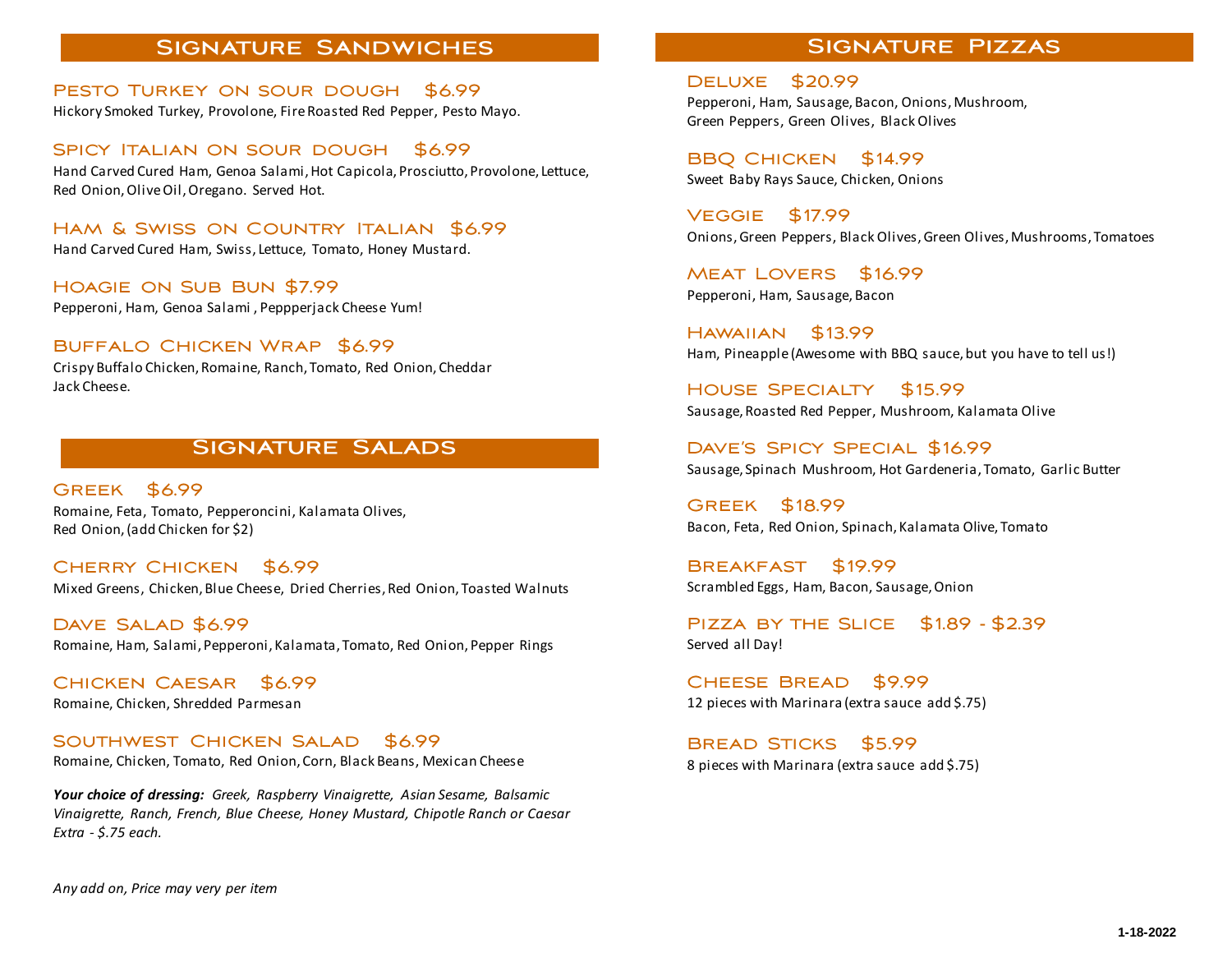## Signature Sandwiches

### Pesto Turkey on sour dough $6.99
Hickory Smoked Turkey, Provolone, Fire Roasted Red Pepper, Pesto Mayo.

### Spicy Italian on sour dough $6.99
Hand Carved Cured Ham, Genoa Salami, Hot Capicola, Prosciutto, Provolone, Lettuce, Red Onion, Olive Oil, Oregano. Served Hot.

### Ham & Swiss on Country Italian $6.99
Hand Carved Cured Ham, Swiss, Lettuce, Tomato, Honey Mustard.

### Hoagie on Sub Bun $7.99
Pepperoni, Ham, Genoa Salami , Peppperjack Cheese Yum!

### Buffalo Chicken Wrap $6.99
Crispy Buffalo Chicken, Romaine, Ranch, Tomato, Red Onion, Cheddar Jack Cheese.

## Signature Salads

### Greek $6.99
Romaine, Feta, Tomato, Pepperoncini, Kalamata Olives, Red Onion, (add Chicken for $2)

### Cherry Chicken $6.99
Mixed Greens, Chicken, Blue Cheese, Dried Cherries, Red Onion, Toasted Walnuts

### Dave Salad $6.99
Romaine, Ham, Salami, Pepperoni, Kalamata, Tomato, Red Onion, Pepper Rings

### Chicken Caesar $6.99
Romaine, Chicken, Shredded Parmesan

### Southwest Chicken Salad $6.99
Romaine, Chicken, Tomato, Red Onion, Corn, Black Beans, Mexican Cheese

***Your choice of dressing:*** *Greek, Raspberry Vinaigrette, Asian Sesame, Balsamic Vinaigrette, Ranch, French, Blue Cheese, Honey Mustard, Chipotle Ranch or Caesar Extra - $.75 each.*

*Any add on, Price may very per item*

## Signature Pizzas

### Deluxe $20.99
Pepperoni, Ham, Sausage, Bacon, Onions, Mushroom, Green Peppers, Green Olives, Black Olives

### BBQ Chicken $14.99
Sweet Baby Rays Sauce, Chicken, Onions

### Veggie $17.99
Onions, Green Peppers, Black Olives, Green Olives, Mushrooms, Tomatoes

### Meat Lovers $16.99
Pepperoni, Ham, Sausage, Bacon

### Hawaiian $13.99
Ham, Pineapple (Awesome with BBQ sauce, but you have to tell us!)

### House Specialty $15.99
Sausage, Roasted Red Pepper, Mushroom, Kalamata Olive

### Dave's Spicy Special $16.99
Sausage, Spinach Mushroom, Hot Gardeneria, Tomato, Garlic Butter

### Greek $18.99
Bacon, Feta, Red Onion, Spinach, Kalamata Olive, Tomato

### Breakfast $19.99
Scrambled Eggs, Ham, Bacon, Sausage, Onion

### Pizza by the Slice $1.89 - $2.39
Served all Day!

### Cheese Bread $9.99
12 pieces with Marinara (extra sauce add $.75)

### Bread Sticks $5.99
8 pieces with Marinara (extra sauce add $.75)

**1-18-2022**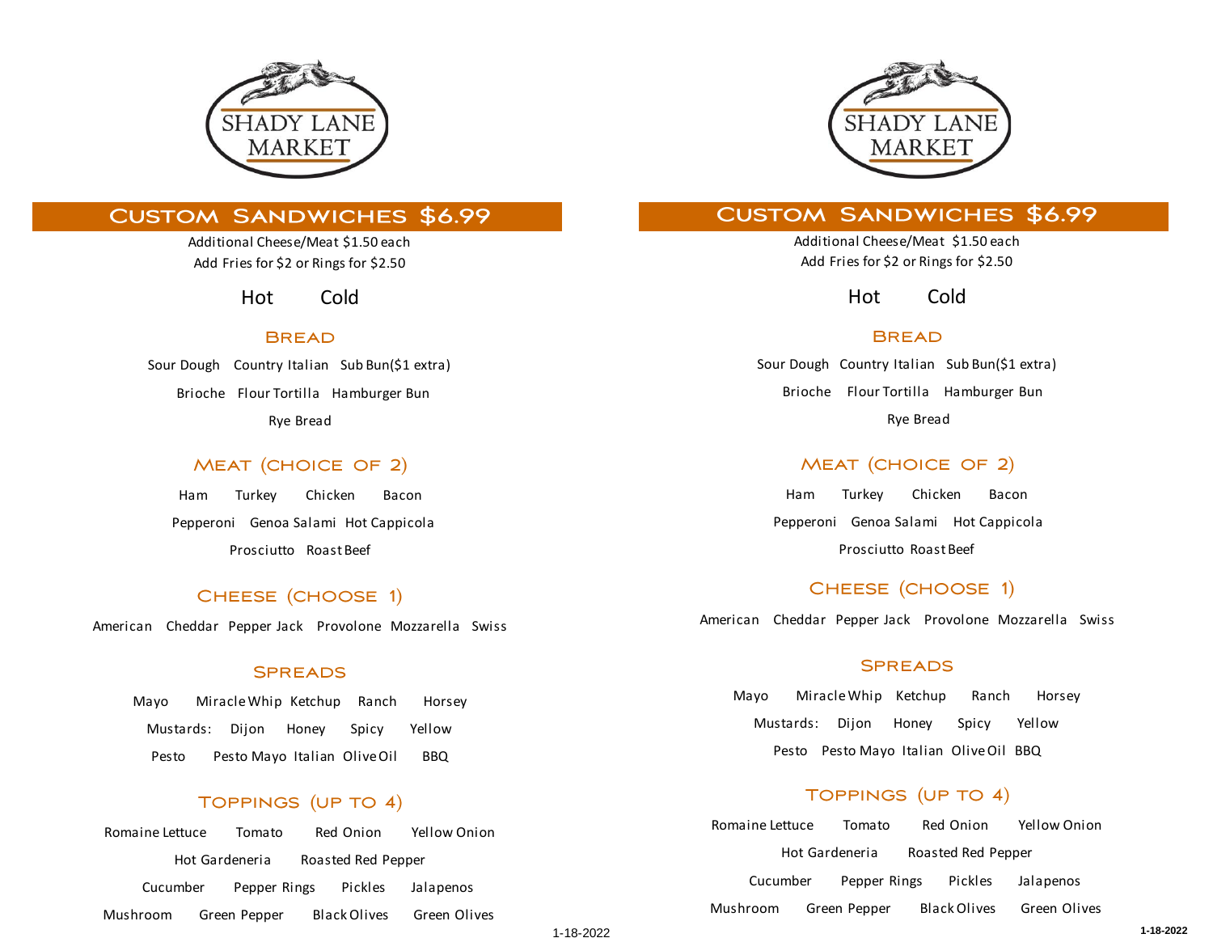# SHADY LANE MARKET

## CUSTOM SANDWICHES $6.99

Additional Cheese/Meat $1.50 each
Add Fries for $2 or Rings for $2.50

Hot Cold

### BREAD

Sour Dough Country Italian Sub Bun($1 extra)
Brioche Flour Tortilla Hamburger Bun
Rye Bread

### MEAT (CHOICE OF 2)

Ham Turkey Chicken Bacon
Pepperoni Genoa Salami Hot Cappicola
Prosciutto Roast Beef

### CHEESE (CHOOSE 1)

American Cheddar Pepper Jack Provolone Mozzarella Swiss

### SPREADS

Mayo Miracle Whip Ketchup Ranch Horsey
Mustards: Dijon Honey Spicy Yellow
Pesto Pesto Mayo Italian Olive Oil BBQ

### TOPPINGS (UP TO 4)

Romaine Lettuce Tomato Red Onion Yellow Onion
Hot Gardeneria Roasted Red Pepper
Cucumber Pepper Rings Pickles Jalapenos
Mushroom Green Pepper Black Olives Green Olives

1-18-2022

# SHADY LANE MARKET

## CUSTOM SANDWICHES $6.99

Additional Cheese/Meat $1.50 each
Add Fries for $2 or Rings for $2.50

Hot Cold

### BREAD

Sour Dough Country Italian Sub Bun($1 extra)
Brioche Flour Tortilla Hamburger Bun
Rye Bread

### MEAT (CHOICE OF 2)

Ham Turkey Chicken Bacon
Pepperoni Genoa Salami Hot Cappicola
Prosciutto Roast Beef

### CHEESE (CHOOSE 1)

American Cheddar Pepper Jack Provolone Mozzarella Swiss

### SPREADS

Mayo Miracle Whip Ketchup Ranch Horsey
Mustards: Dijon Honey Spicy Yellow
Pesto Pesto Mayo Italian Olive Oil BBQ

### TOPPINGS (UP TO 4)

Romaine Lettuce Tomato Red Onion Yellow Onion
Hot Gardeneria Roasted Red Pepper
Cucumber Pepper Rings Pickles Jalapenos
Mushroom Green Pepper Black Olives Green Olives

1-18-2022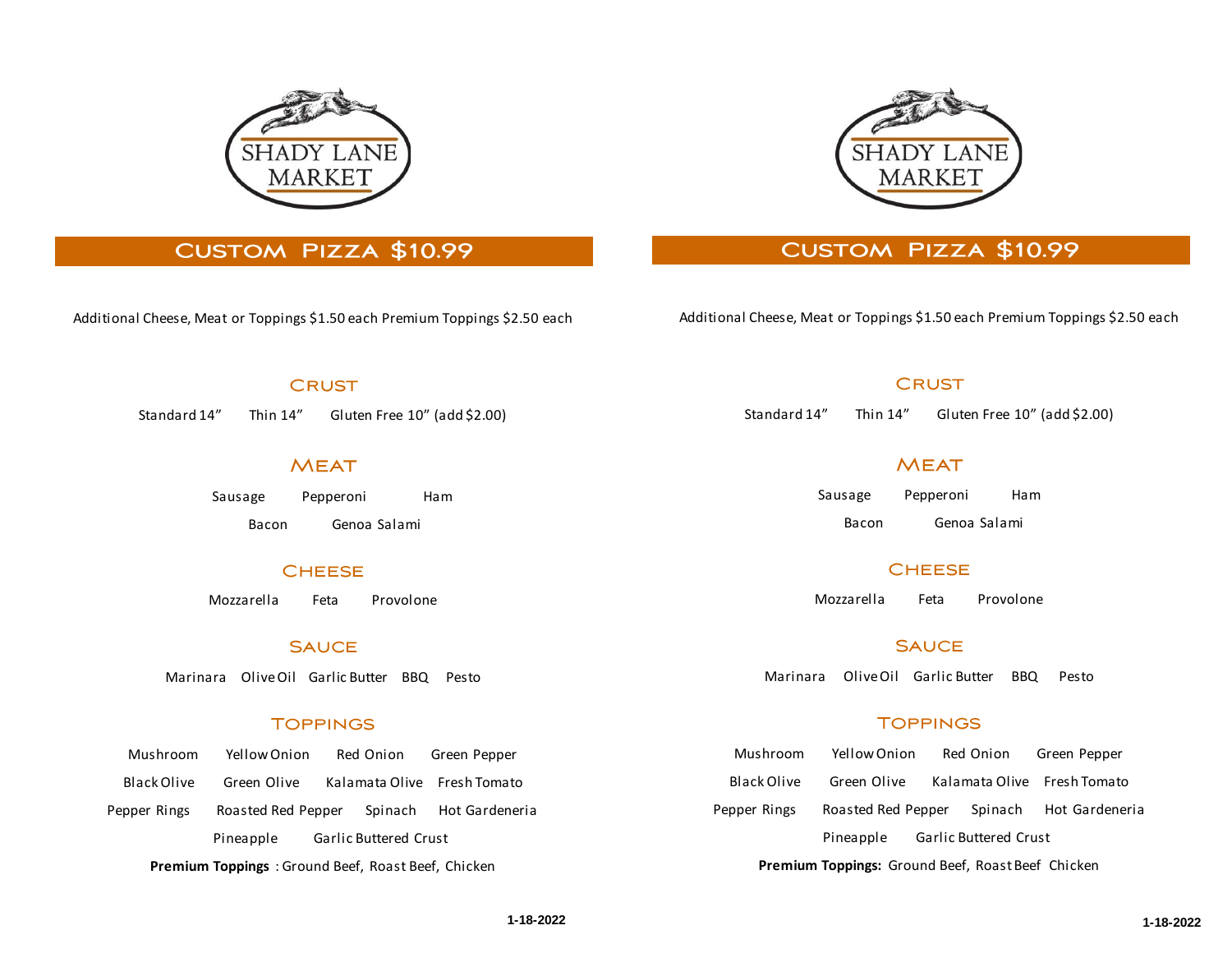SHADY LANE MARKET

## CUSTOM PIZZA $10.99

Additional Cheese, Meat or Toppings $1.50 each Premium Toppings $2.50 each

### CRUST

Standard 14”   Thin 14”   Gluten Free 10” (add $2.00)

### MEAT

Sausage   Pepperoni   Ham

Bacon   Genoa Salami

### CHEESE

Mozzarella   Feta   Provolone

### SAUCE

Marinara   Olive Oil   Garlic Butter   BBQ   Pesto

### TOPPINGS

Mushroom   Yellow Onion   Red Onion   Green Pepper

Black Olive   Green Olive   Kalamata Olive   Fresh Tomato

Pepper Rings   Roasted Red Pepper   Spinach   Hot Gardeneria

Pineapple   Garlic Buttered Crust

**Premium Toppings** : Ground Beef, Roast Beef, Chicken

1-18-2022

SHADY LANE MARKET

## CUSTOM PIZZA $10.99

Additional Cheese, Meat or Toppings $1.50 each Premium Toppings $2.50 each

### CRUST

Standard 14”   Thin 14”   Gluten Free 10” (add $2.00)

### MEAT

Sausage   Pepperoni   Ham

Bacon   Genoa Salami

### CHEESE

Mozzarella   Feta   Provolone

### SAUCE

Marinara   Olive Oil   Garlic Butter   BBQ   Pesto

### TOPPINGS

Mushroom   Yellow Onion   Red Onion   Green Pepper

Black Olive   Green Olive   Kalamata Olive   Fresh Tomato

Pepper Rings   Roasted Red Pepper   Spinach   Hot Gardeneria

Pineapple   Garlic Buttered Crust

**Premium Toppings:** Ground Beef, Roast Beef Chicken

1-18-2022